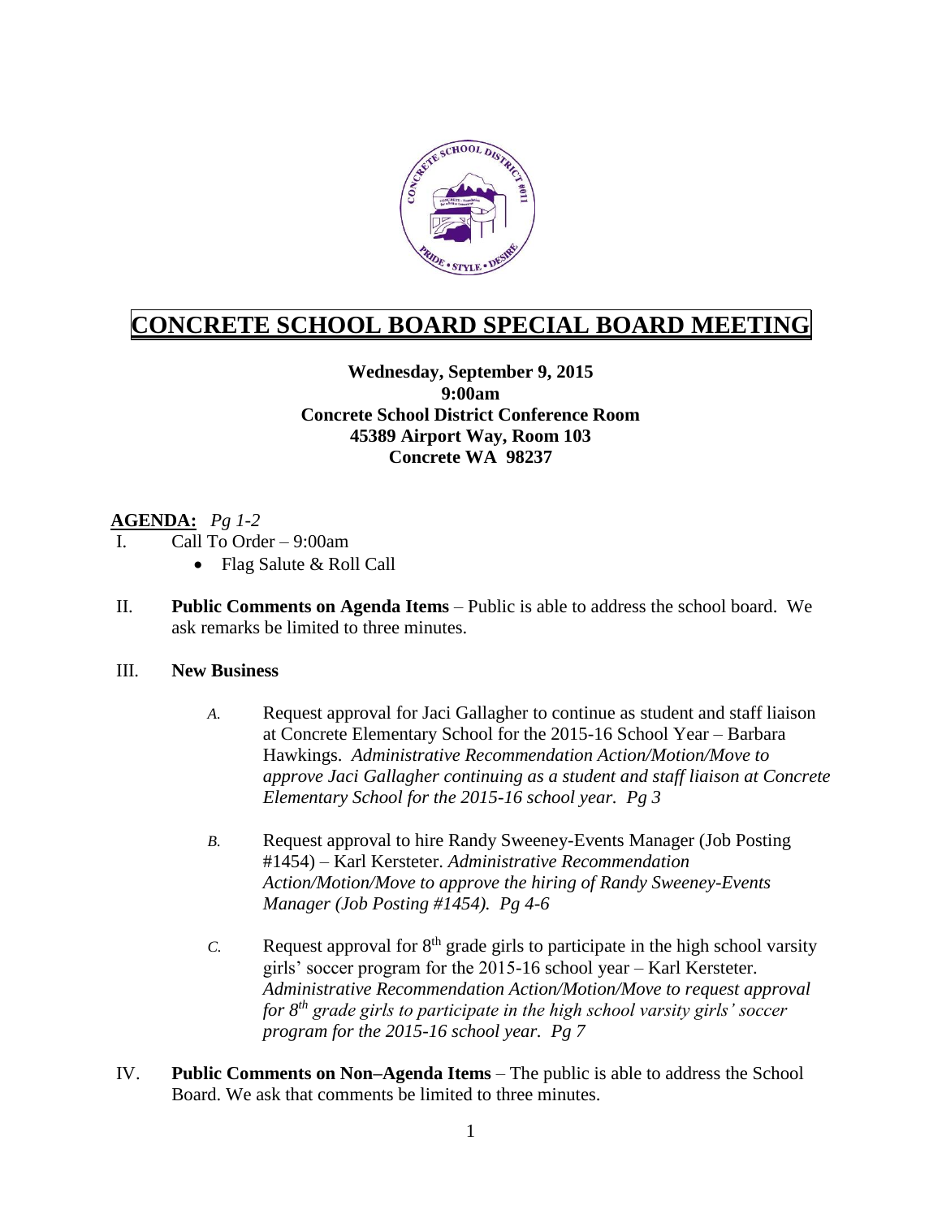# CONCRETE SCHOOL BOARD SPECIAL BOARD MEETING

**Wednesday, September 9, 2015**
**9:00am**
**Concrete School District Conference Room**
**45389 Airport Way, Room 103**
**Concrete WA 98237**

**AGENDA:** *Pg 1-2*

I. Call To Order – 9:00am
- Flag Salute & Roll Call

II. **Public Comments on Agenda Items** – Public is able to address the school board. We ask remarks be limited to three minutes.

III. **New Business**

*A.* Request approval for Jaci Gallagher to continue as student and staff liaison at Concrete Elementary School for the 2015-16 School Year – Barbara Hawkings. *Administrative Recommendation Action/Motion/Move to approve Jaci Gallagher continuing as a student and staff liaison at Concrete Elementary School for the 2015-16 school year. Pg 3*

*B.* Request approval to hire Randy Sweeney-Events Manager (Job Posting #1454) – Karl Kersteter. *Administrative Recommendation Action/Motion/Move to approve the hiring of Randy Sweeney-Events Manager (Job Posting #1454). Pg 4-6*

*C.* Request approval for 8th grade girls to participate in the high school varsity girls' soccer program for the 2015-16 school year – Karl Kersteter. *Administrative Recommendation Action/Motion/Move to request approval for 8th grade girls to participate in the high school varsity girls' soccer program for the 2015-16 school year. Pg 7*

IV. **Public Comments on Non–Agenda Items** – The public is able to address the School Board. We ask that comments be limited to three minutes.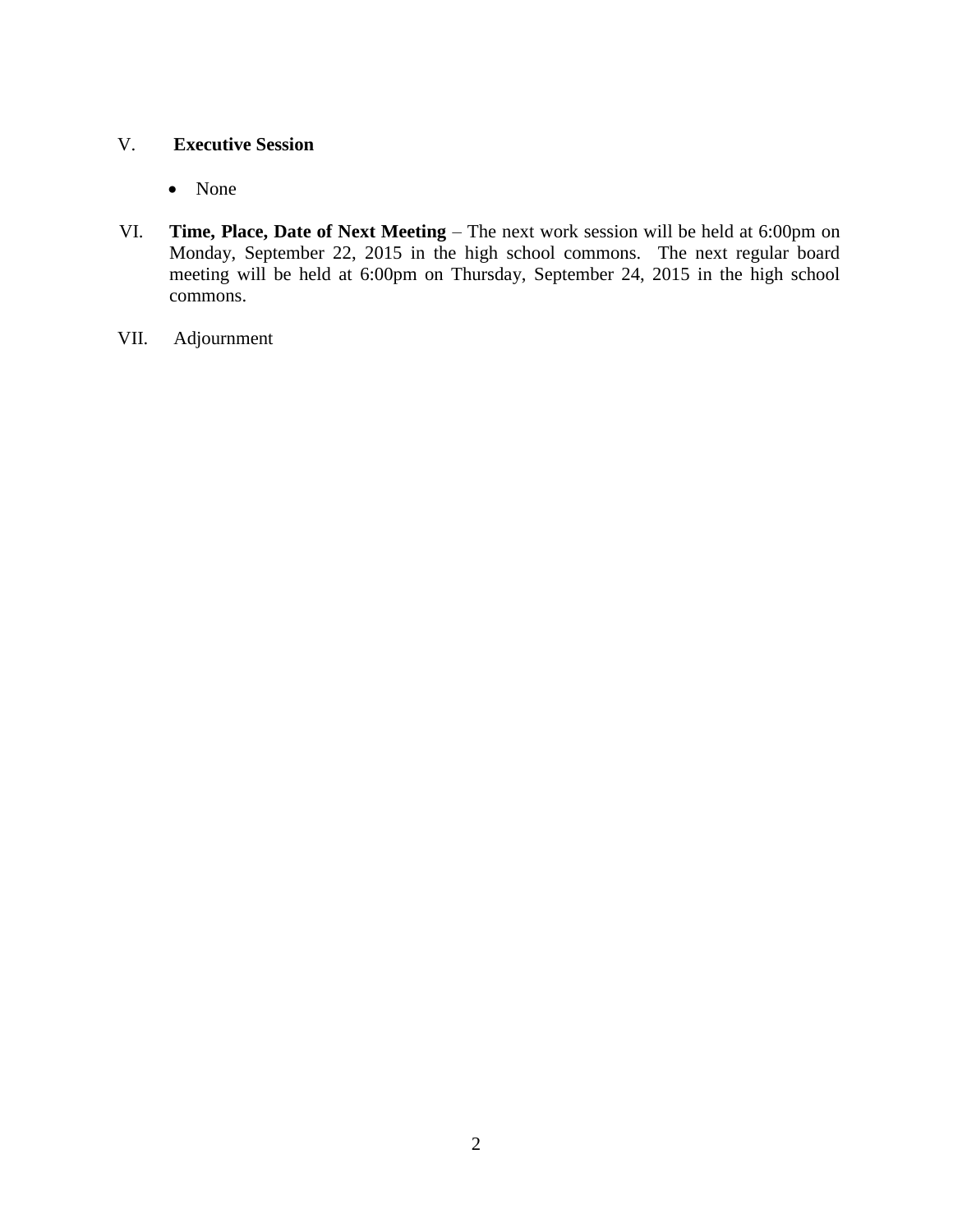V. **Executive Session**

- None

VI. **Time, Place, Date of Next Meeting** – The next work session will be held at 6:00pm on Monday, September 22, 2015 in the high school commons. The next regular board meeting will be held at 6:00pm on Thursday, September 24, 2015 in the high school commons.

VII. Adjournment